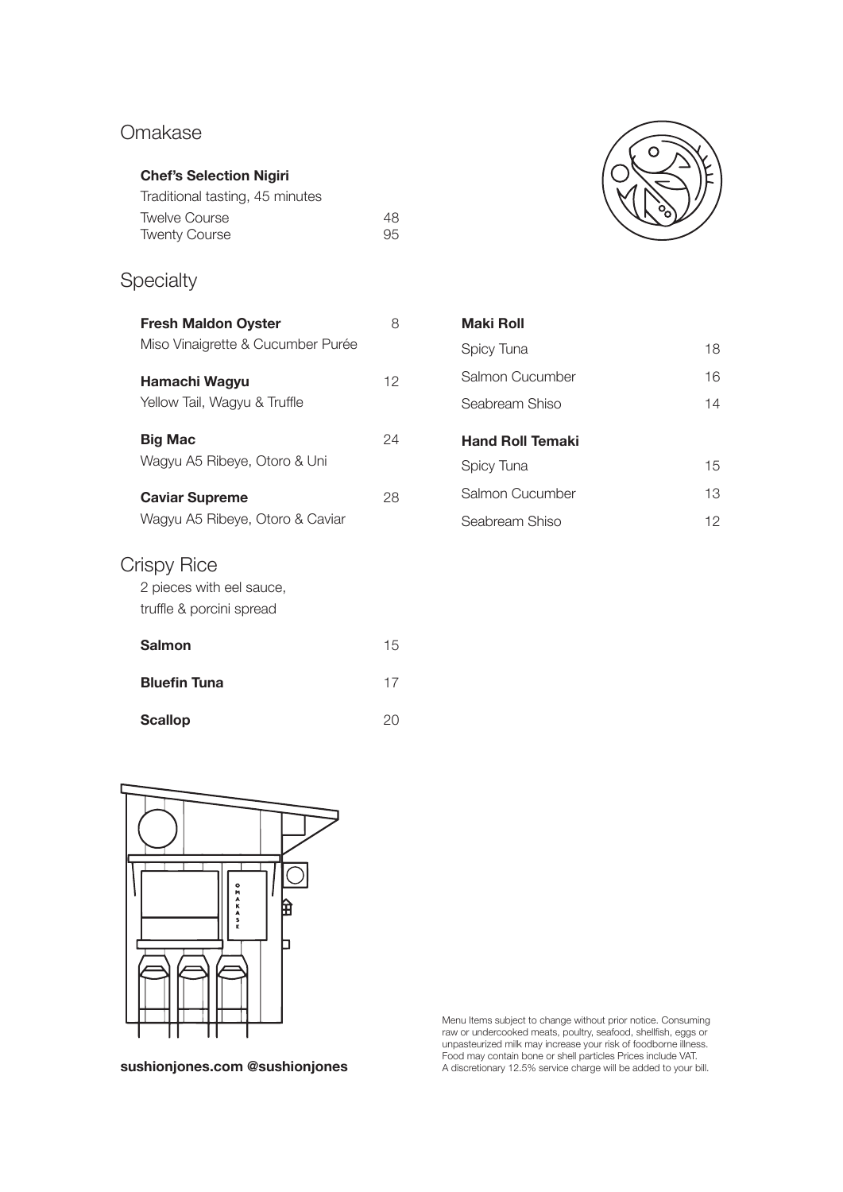## Omakase

**Chef's Selection Nigiri**
Traditional tasting, 45 minutes

| | |
|---|---|
| Twelve Course | 48 |
| Twenty Course | 95 |

## Specialty

**Fresh Maldon Oyster** 8
Miso Vinaigrette & Cucumber Purée

**Hamachi Wagyu** 12
Yellow Tail, Wagyu & Truffle

**Big Mac** 24
Wagyu A5 Ribeye, Otoro & Uni

**Caviar Supreme** 28
Wagyu A5 Ribeye, Otoro & Caviar

## Crispy Rice

2 pieces with eel sauce,
truffle & porcini spread

| | |
|---|---|
| **Salmon** | 15 |
| **Bluefin Tuna** | 17 |
| **Scallop** | 20 |

**Maki Roll**

| | |
|---|---|
| Spicy Tuna | 18 |
| Salmon Cucumber | 16 |
| Seabream Shiso | 14 |

**Hand Roll Temaki**

| | |
|---|---|
| Spicy Tuna | 15 |
| Salmon Cucumber | 13 |
| Seabream Shiso | 12 |

**sushionjones.com @sushionjones**

Menu Items subject to change without prior notice. Consuming raw or undercooked meats, poultry, seafood, shellfish, eggs or unpasteurized milk may increase your risk of foodborne illness. Food may contain bone or shell particles Prices include VAT. A discretionary 12.5% service charge will be added to your bill.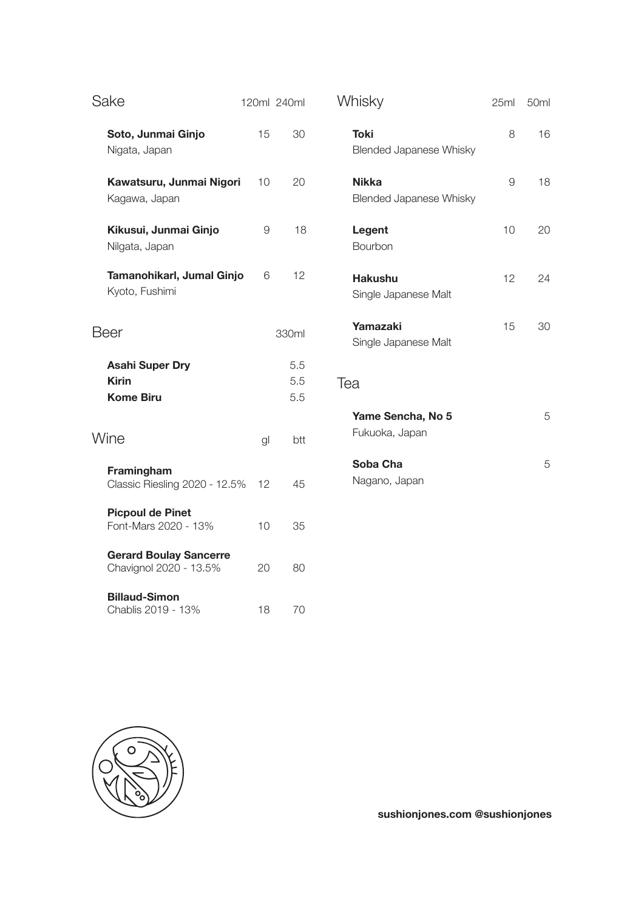## Sake

| | 120ml | 240ml |
|---|---|---|
| **Soto, Junmai Ginjo**<br>Nigata, Japan | 15 | 30 |
| **Kawatsuru, Junmai Nigori**<br>Kagawa, Japan | 10 | 20 |
| **Kikusui, Junmai Ginjo**<br>Nilgata, Japan | 9 | 18 |
| **Tamanohikarl, Jumal Ginjo**<br>Kyoto, Fushimi | 6 | 12 |

## Beer

| | 330ml |
|---|---|
| **Asahi Super Dry** | 5.5 |
| **Kirin** | 5.5 |
| **Kome Biru** | 5.5 |

## Wine

| | gl | btt |
|---|---|---|
| **Framingham**<br>Classic Riesling 2020 - 12.5% | 12 | 45 |
| **Picpoul de Pinet**<br>Font-Mars 2020 - 13% | 10 | 35 |
| **Gerard Boulay Sancerre**<br>Chavignol 2020 - 13.5% | 20 | 80 |
| **Billaud-Simon**<br>Chablis 2019 - 13% | 18 | 70 |

## Whisky

| | 25ml | 50ml |
|---|---|---|
| **Toki**<br>Blended Japanese Whisky | 8 | 16 |
| **Nikka**<br>Blended Japanese Whisky | 9 | 18 |
| **Legent**<br>Bourbon | 10 | 20 |
| **Hakushu**<br>Single Japanese Malt | 12 | 24 |
| **Yamazaki**<br>Single Japanese Malt | 15 | 30 |

## Tea

| | |
|---|---|
| **Yame Sencha, No 5**<br>Fukuoka, Japan | 5 |
| **Soba Cha**<br>Nagano, Japan | 5 |

**sushionjones.com @sushionjones**